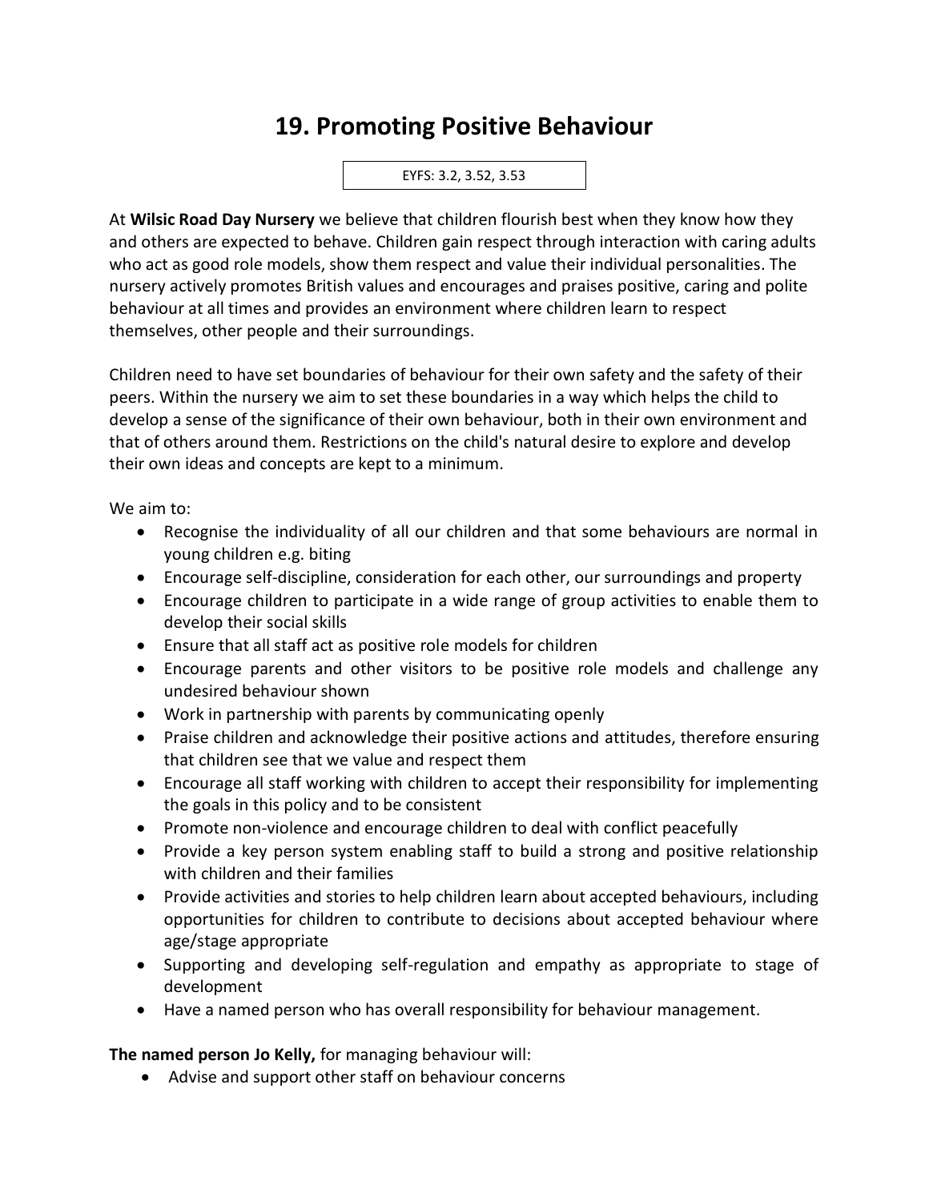# 19. Promoting Positive Behaviour

EYFS: 3.2, 3.52, 3.53

At **Wilsic Road Day Nursery** we believe that children flourish best when they know how they and others are expected to behave. Children gain respect through interaction with caring adults who act as good role models, show them respect and value their individual personalities. The nursery actively promotes British values and encourages and praises positive, caring and polite behaviour at all times and provides an environment where children learn to respect themselves, other people and their surroundings.

Children need to have set boundaries of behaviour for their own safety and the safety of their peers. Within the nursery we aim to set these boundaries in a way which helps the child to develop a sense of the significance of their own behaviour, both in their own environment and that of others around them. Restrictions on the child's natural desire to explore and develop their own ideas and concepts are kept to a minimum.

We aim to:

- Recognise the individuality of all our children and that some behaviours are normal in young children e.g. biting
- Encourage self-discipline, consideration for each other, our surroundings and property
- Encourage children to participate in a wide range of group activities to enable them to develop their social skills
- Ensure that all staff act as positive role models for children
- Encourage parents and other visitors to be positive role models and challenge any undesired behaviour shown
- Work in partnership with parents by communicating openly
- Praise children and acknowledge their positive actions and attitudes, therefore ensuring that children see that we value and respect them
- Encourage all staff working with children to accept their responsibility for implementing the goals in this policy and to be consistent
- Promote non-violence and encourage children to deal with conflict peacefully
- Provide a key person system enabling staff to build a strong and positive relationship with children and their families
- Provide activities and stories to help children learn about accepted behaviours, including opportunities for children to contribute to decisions about accepted behaviour where age/stage appropriate
- Supporting and developing self-regulation and empathy as appropriate to stage of development
- Have a named person who has overall responsibility for behaviour management.

**The named person Jo Kelly,** for managing behaviour will:

- Advise and support other staff on behaviour concerns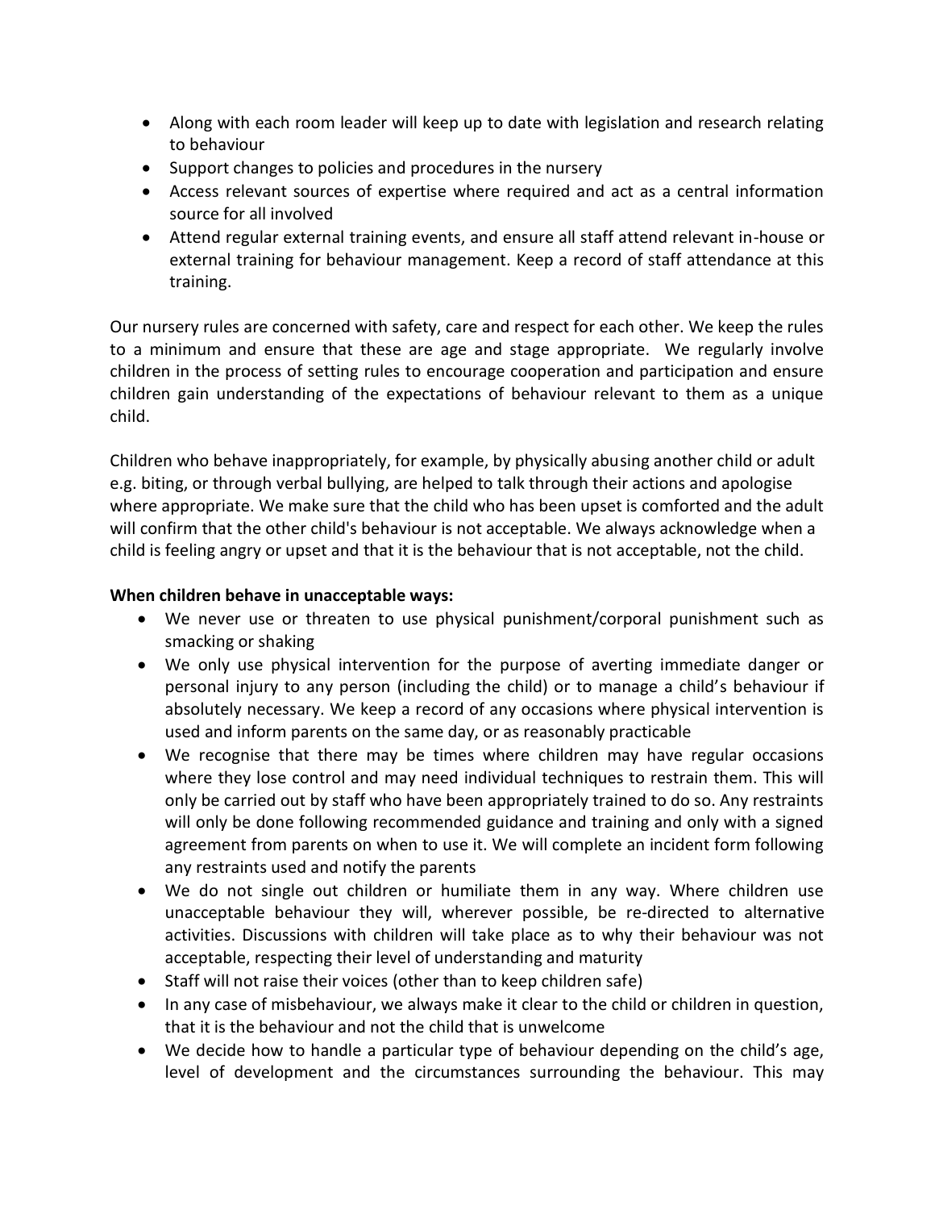- Along with each room leader will keep up to date with legislation and research relating to behaviour
- Support changes to policies and procedures in the nursery
- Access relevant sources of expertise where required and act as a central information source for all involved
- Attend regular external training events, and ensure all staff attend relevant in-house or external training for behaviour management. Keep a record of staff attendance at this training.

Our nursery rules are concerned with safety, care and respect for each other. We keep the rules to a minimum and ensure that these are age and stage appropriate. We regularly involve children in the process of setting rules to encourage cooperation and participation and ensure children gain understanding of the expectations of behaviour relevant to them as a unique child.

Children who behave inappropriately, for example, by physically abusing another child or adult e.g. biting, or through verbal bullying, are helped to talk through their actions and apologise where appropriate. We make sure that the child who has been upset is comforted and the adult will confirm that the other child's behaviour is not acceptable. We always acknowledge when a child is feeling angry or upset and that it is the behaviour that is not acceptable, not the child.

**When children behave in unacceptable ways:**

- We never use or threaten to use physical punishment/corporal punishment such as smacking or shaking
- We only use physical intervention for the purpose of averting immediate danger or personal injury to any person (including the child) or to manage a child's behaviour if absolutely necessary. We keep a record of any occasions where physical intervention is used and inform parents on the same day, or as reasonably practicable
- We recognise that there may be times where children may have regular occasions where they lose control and may need individual techniques to restrain them. This will only be carried out by staff who have been appropriately trained to do so. Any restraints will only be done following recommended guidance and training and only with a signed agreement from parents on when to use it. We will complete an incident form following any restraints used and notify the parents
- We do not single out children or humiliate them in any way. Where children use unacceptable behaviour they will, wherever possible, be re-directed to alternative activities. Discussions with children will take place as to why their behaviour was not acceptable, respecting their level of understanding and maturity
- Staff will not raise their voices (other than to keep children safe)
- In any case of misbehaviour, we always make it clear to the child or children in question, that it is the behaviour and not the child that is unwelcome
- We decide how to handle a particular type of behaviour depending on the child's age, level of development and the circumstances surrounding the behaviour. This may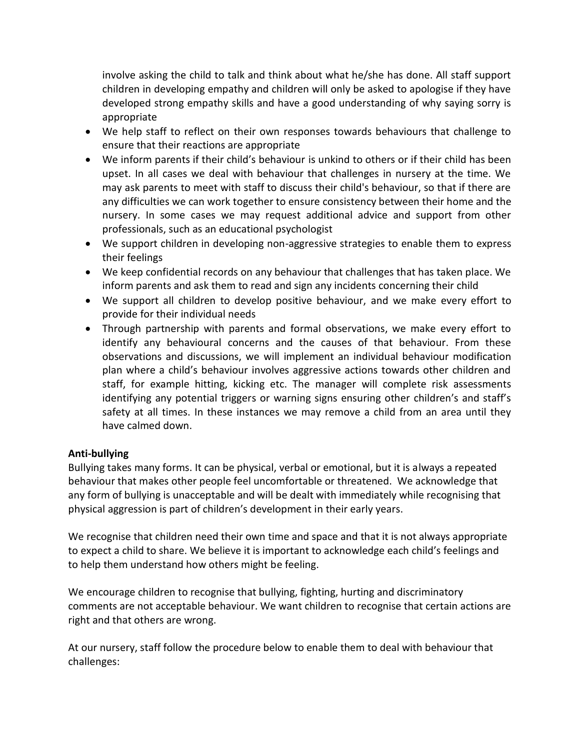involve asking the child to talk and think about what he/she has done. All staff support children in developing empathy and children will only be asked to apologise if they have developed strong empathy skills and have a good understanding of why saying sorry is appropriate

- We help staff to reflect on their own responses towards behaviours that challenge to ensure that their reactions are appropriate
- We inform parents if their child's behaviour is unkind to others or if their child has been upset. In all cases we deal with behaviour that challenges in nursery at the time. We may ask parents to meet with staff to discuss their child's behaviour, so that if there are any difficulties we can work together to ensure consistency between their home and the nursery. In some cases we may request additional advice and support from other professionals, such as an educational psychologist
- We support children in developing non-aggressive strategies to enable them to express their feelings
- We keep confidential records on any behaviour that challenges that has taken place. We inform parents and ask them to read and sign any incidents concerning their child
- We support all children to develop positive behaviour, and we make every effort to provide for their individual needs
- Through partnership with parents and formal observations, we make every effort to identify any behavioural concerns and the causes of that behaviour. From these observations and discussions, we will implement an individual behaviour modification plan where a child's behaviour involves aggressive actions towards other children and staff, for example hitting, kicking etc. The manager will complete risk assessments identifying any potential triggers or warning signs ensuring other children's and staff's safety at all times. In these instances we may remove a child from an area until they have calmed down.

**Anti-bullying**

Bullying takes many forms. It can be physical, verbal or emotional, but it is always a repeated behaviour that makes other people feel uncomfortable or threatened. We acknowledge that any form of bullying is unacceptable and will be dealt with immediately while recognising that physical aggression is part of children's development in their early years.

We recognise that children need their own time and space and that it is not always appropriate to expect a child to share. We believe it is important to acknowledge each child's feelings and to help them understand how others might be feeling.

We encourage children to recognise that bullying, fighting, hurting and discriminatory comments are not acceptable behaviour. We want children to recognise that certain actions are right and that others are wrong.

At our nursery, staff follow the procedure below to enable them to deal with behaviour that challenges: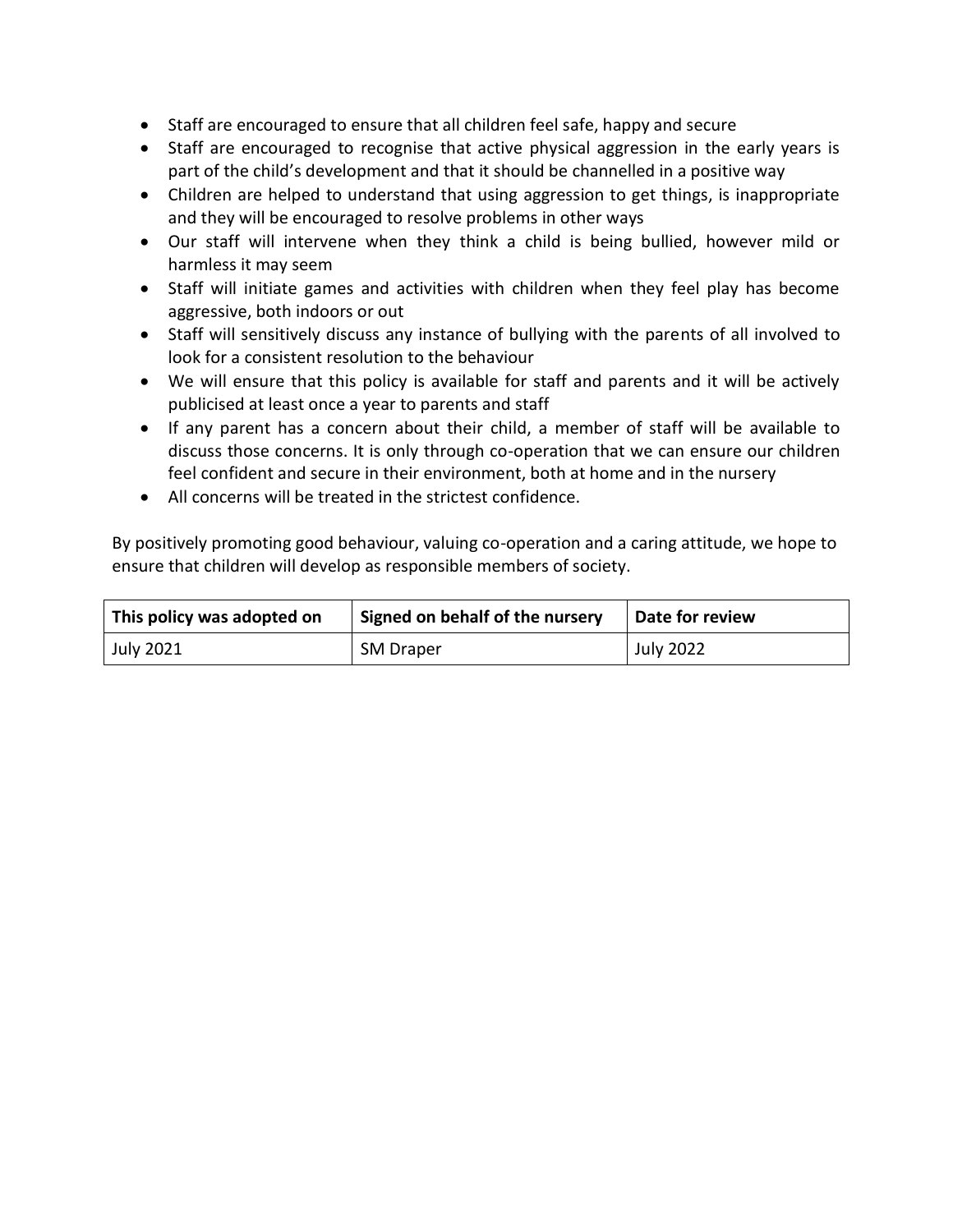- Staff are encouraged to ensure that all children feel safe, happy and secure
- Staff are encouraged to recognise that active physical aggression in the early years is part of the child's development and that it should be channelled in a positive way
- Children are helped to understand that using aggression to get things, is inappropriate and they will be encouraged to resolve problems in other ways
- Our staff will intervene when they think a child is being bullied, however mild or harmless it may seem
- Staff will initiate games and activities with children when they feel play has become aggressive, both indoors or out
- Staff will sensitively discuss any instance of bullying with the parents of all involved to look for a consistent resolution to the behaviour
- We will ensure that this policy is available for staff and parents and it will be actively publicised at least once a year to parents and staff
- If any parent has a concern about their child, a member of staff will be available to discuss those concerns. It is only through co-operation that we can ensure our children feel confident and secure in their environment, both at home and in the nursery
- All concerns will be treated in the strictest confidence.

By positively promoting good behaviour, valuing co-operation and a caring attitude, we hope to ensure that children will develop as responsible members of society.

| **This policy was adopted on** | **Signed on behalf of the nursery** | **Date for review** |
| --- | --- | --- |
| July 2021 | SM Draper | July 2022 |